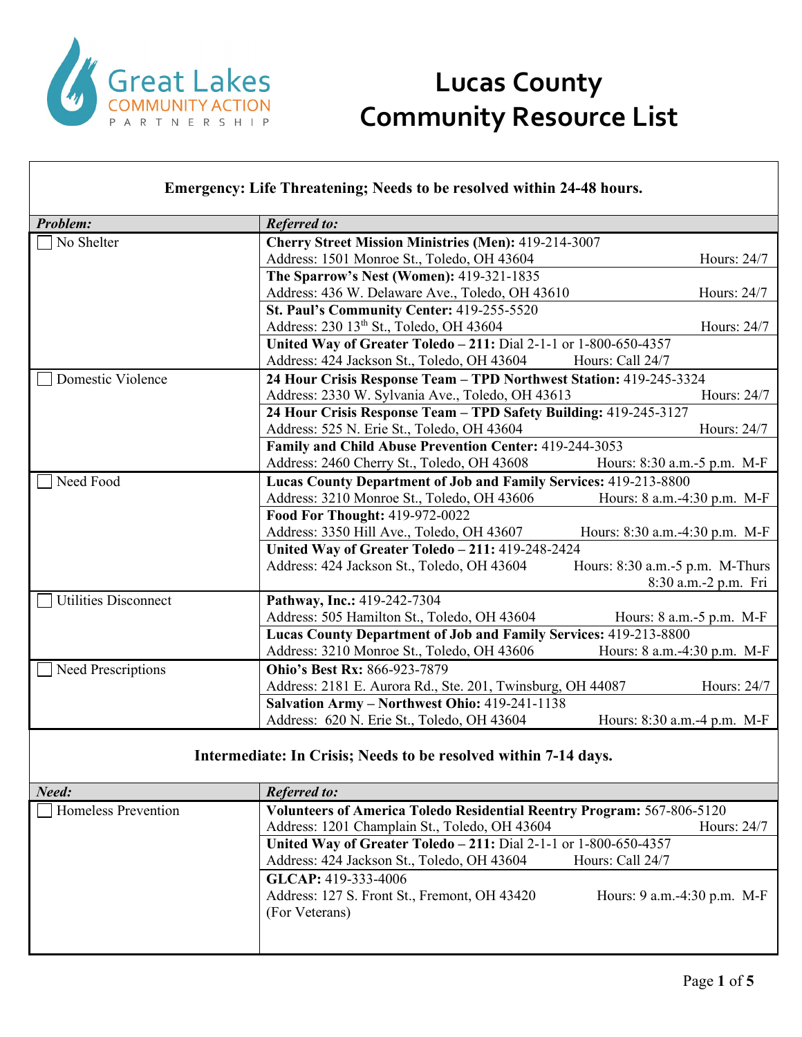# Lucas County Community Resource List

Great Lakes Community Action Partnership

## Emergency: Life Threatening; Needs to be resolved within 24-48 hours.

| *Problem:* | *Referred to:* |
|---|---|
| ☐ No Shelter | **Cherry Street Mission Ministries (Men):** 419-214-3007<br>Address: 1501 Monroe St., Toledo, OH 43604 — Hours: 24/7 |
| | **The Sparrow's Nest (Women):** 419-321-1835<br>Address: 436 W. Delaware Ave., Toledo, OH 43610 — Hours: 24/7 |
| | **St. Paul's Community Center:** 419-255-5520<br>Address: 230 13th St., Toledo, OH 43604 — Hours: 24/7 |
| | **United Way of Greater Toledo – 211:** Dial 2-1-1 or 1-800-650-4357<br>Address: 424 Jackson St., Toledo, OH 43604 — Hours: Call 24/7 |
| ☐ Domestic Violence | **24 Hour Crisis Response Team – TPD Northwest Station:** 419-245-3324<br>Address: 2330 W. Sylvania Ave., Toledo, OH 43613 — Hours: 24/7 |
| | **24 Hour Crisis Response Team – TPD Safety Building:** 419-245-3127<br>Address: 525 N. Erie St., Toledo, OH 43604 — Hours: 24/7 |
| | **Family and Child Abuse Prevention Center:** 419-244-3053<br>Address: 2460 Cherry St., Toledo, OH 43608 — Hours: 8:30 a.m.-5 p.m. M-F |
| ☐ Need Food | **Lucas County Department of Job and Family Services:** 419-213-8800<br>Address: 3210 Monroe St., Toledo, OH 43606 — Hours: 8 a.m.-4:30 p.m. M-F |
| | **Food For Thought:** 419-972-0022<br>Address: 3350 Hill Ave., Toledo, OH 43607 — Hours: 8:30 a.m.-4:30 p.m. M-F |
| | **United Way of Greater Toledo – 211:** 419-248-2424<br>Address: 424 Jackson St., Toledo, OH 43604 — Hours: 8:30 a.m.-5 p.m. M-Thurs, 8:30 a.m.-2 p.m. Fri |
| ☐ Utilities Disconnect | **Pathway, Inc.:** 419-242-7304<br>Address: 505 Hamilton St., Toledo, OH 43604 — Hours: 8 a.m.-5 p.m. M-F |
| | **Lucas County Department of Job and Family Services:** 419-213-8800<br>Address: 3210 Monroe St., Toledo, OH 43606 — Hours: 8 a.m.-4:30 p.m. M-F |
| ☐ Need Prescriptions | **Ohio's Best Rx:** 866-923-7879<br>Address: 2181 E. Aurora Rd., Ste. 201, Twinsburg, OH 44087 — Hours: 24/7 |
| | **Salvation Army – Northwest Ohio:** 419-241-1138<br>Address: 620 N. Erie St., Toledo, OH 43604 — Hours: 8:30 a.m.-4 p.m. M-F |

## Intermediate: In Crisis; Needs to be resolved within 7-14 days.

| *Need:* | *Referred to:* |
|---|---|
| ☐ Homeless Prevention | **Volunteers of America Toledo Residential Reentry Program:** 567-806-5120<br>Address: 1201 Champlain St., Toledo, OH 43604 — Hours: 24/7 |
| | **United Way of Greater Toledo – 211:** Dial 2-1-1 or 1-800-650-4357<br>Address: 424 Jackson St., Toledo, OH 43604 — Hours: Call 24/7 |
| | **GLCAP:** 419-333-4006<br>Address: 127 S. Front St., Fremont, OH 43420 — Hours: 9 a.m.-4:30 p.m. M-F<br>(For Veterans) |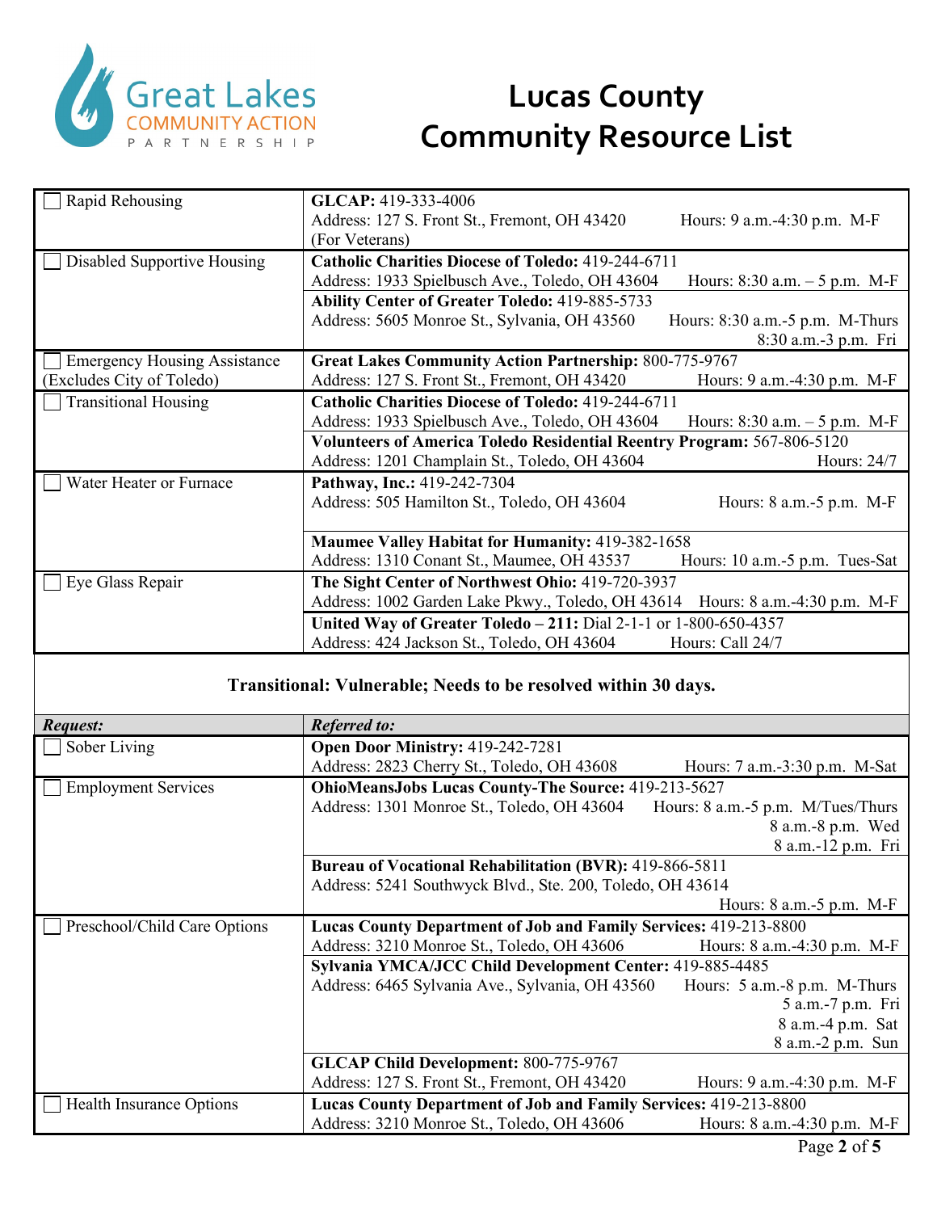# Lucas County Community Resource List

| | |
|---|---|
| ☐ Rapid Rehousing | **GLCAP:** 419-333-4006<br>Address: 127 S. Front St., Fremont, OH 43420 Hours: 9 a.m.-4:30 p.m. M-F<br>(For Veterans) |
| ☐ Disabled Supportive Housing | **Catholic Charities Diocese of Toledo:** 419-244-6711<br>Address: 1933 Spielbusch Ave., Toledo, OH 43604 Hours: 8:30 a.m. – 5 p.m. M-F |
| | **Ability Center of Greater Toledo:** 419-885-5733<br>Address: 5605 Monroe St., Sylvania, OH 43560 Hours: 8:30 a.m.-5 p.m. M-Thurs; 8:30 a.m.-3 p.m. Fri |
| ☐ Emergency Housing Assistance (Excludes City of Toledo) | **Great Lakes Community Action Partnership:** 800-775-9767<br>Address: 127 S. Front St., Fremont, OH 43420 Hours: 9 a.m.-4:30 p.m. M-F |
| ☐ Transitional Housing | **Catholic Charities Diocese of Toledo:** 419-244-6711<br>Address: 1933 Spielbusch Ave., Toledo, OH 43604 Hours: 8:30 a.m. – 5 p.m. M-F |
| | **Volunteers of America Toledo Residential Reentry Program:** 567-806-5120<br>Address: 1201 Champlain St., Toledo, OH 43604 Hours: 24/7 |
| ☐ Water Heater or Furnace | **Pathway, Inc.:** 419-242-7304<br>Address: 505 Hamilton St., Toledo, OH 43604 Hours: 8 a.m.-5 p.m. M-F |
| | **Maumee Valley Habitat for Humanity:** 419-382-1658<br>Address: 1310 Conant St., Maumee, OH 43537 Hours: 10 a.m.-5 p.m. Tues-Sat |
| ☐ Eye Glass Repair | **The Sight Center of Northwest Ohio:** 419-720-3937<br>Address: 1002 Garden Lake Pkwy., Toledo, OH 43614 Hours: 8 a.m.-4:30 p.m. M-F |
| | **United Way of Greater Toledo – 211:** Dial 2-1-1 or 1-800-650-4357<br>Address: 424 Jackson St., Toledo, OH 43604 Hours: Call 24/7 |

**Transitional: Vulnerable; Needs to be resolved within 30 days.**

| *Request:* | *Referred to:* |
|---|---|
| ☐ Sober Living | **Open Door Ministry:** 419-242-7281<br>Address: 2823 Cherry St., Toledo, OH 43608 Hours: 7 a.m.-3:30 p.m. M-Sat |
| ☐ Employment Services | **OhioMeansJobs Lucas County-The Source:** 419-213-5627<br>Address: 1301 Monroe St., Toledo, OH 43604 Hours: 8 a.m.-5 p.m. M/Tues/Thurs; 8 a.m.-8 p.m. Wed; 8 a.m.-12 p.m. Fri |
| | **Bureau of Vocational Rehabilitation (BVR):** 419-866-5811<br>Address: 5241 Southwyck Blvd., Ste. 200, Toledo, OH 43614<br>Hours: 8 a.m.-5 p.m. M-F |
| ☐ Preschool/Child Care Options | **Lucas County Department of Job and Family Services:** 419-213-8800<br>Address: 3210 Monroe St., Toledo, OH 43606 Hours: 8 a.m.-4:30 p.m. M-F |
| | **Sylvania YMCA/JCC Child Development Center:** 419-885-4485<br>Address: 6465 Sylvania Ave., Sylvania, OH 43560 Hours: 5 a.m.-8 p.m. M-Thurs; 5 a.m.-7 p.m. Fri; 8 a.m.-4 p.m. Sat; 8 a.m.-2 p.m. Sun |
| | **GLCAP Child Development:** 800-775-9767<br>Address: 127 S. Front St., Fremont, OH 43420 Hours: 9 a.m.-4:30 p.m. M-F |
| ☐ Health Insurance Options | **Lucas County Department of Job and Family Services:** 419-213-8800<br>Address: 3210 Monroe St., Toledo, OH 43606 Hours: 8 a.m.-4:30 p.m. M-F |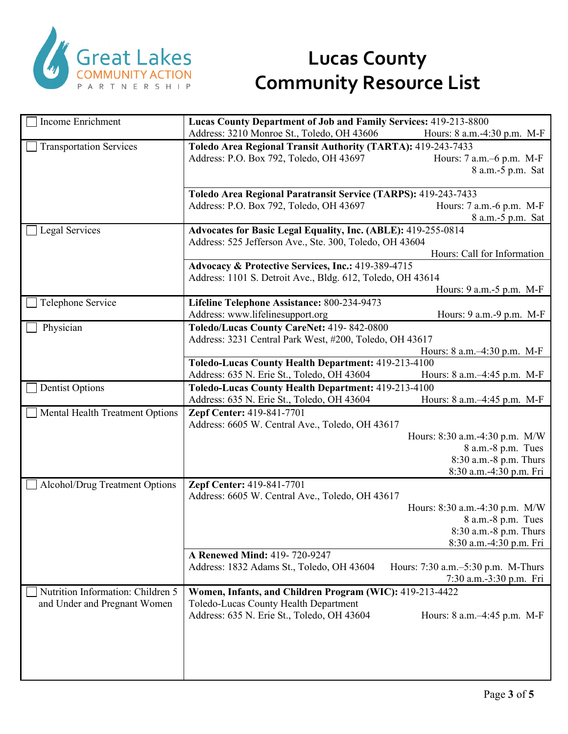Great Lakes COMMUNITY ACTION PARTNERSHIP

# Lucas County
# Community Resource List

| Category | Resource |
| --- | --- |
| ☐ Income Enrichment | **Lucas County Department of Job and Family Services:** 419-213-8800<br>Address: 3210 Monroe St., Toledo, OH 43606 Hours: 8 a.m.-4:30 p.m. M-F |
| ☐ Transportation Services | **Toledo Area Regional Transit Authority (TARTA):** 419-243-7433<br>Address: P.O. Box 792, Toledo, OH 43697 Hours: 7 a.m.–6 p.m. M-F<br>8 a.m.-5 p.m. Sat |
| | **Toledo Area Regional Paratransit Service (TARPS):** 419-243-7433<br>Address: P.O. Box 792, Toledo, OH 43697 Hours: 7 a.m.-6 p.m. M-F<br>8 a.m.-5 p.m. Sat |
| ☐ Legal Services | **Advocates for Basic Legal Equality, Inc. (ABLE):** 419-255-0814<br>Address: 525 Jefferson Ave., Ste. 300, Toledo, OH 43604<br>Hours: Call for Information |
| | **Advocacy & Protective Services, Inc.:** 419-389-4715<br>Address: 1101 S. Detroit Ave., Bldg. 612, Toledo, OH 43614<br>Hours: 9 a.m.-5 p.m. M-F |
| ☐ Telephone Service | **Lifeline Telephone Assistance:** 800-234-9473<br>Address: www.lifelinesupport.org Hours: 9 a.m.-9 p.m. M-F |
| ☐ Physician | **Toledo/Lucas County CareNet:** 419- 842-0800<br>Address: 3231 Central Park West, #200, Toledo, OH 43617<br>Hours: 8 a.m.–4:30 p.m. M-F |
| | **Toledo-Lucas County Health Department:** 419-213-4100<br>Address: 635 N. Erie St., Toledo, OH 43604 Hours: 8 a.m.–4:45 p.m. M-F |
| ☐ Dentist Options | **Toledo-Lucas County Health Department:** 419-213-4100<br>Address: 635 N. Erie St., Toledo, OH 43604 Hours: 8 a.m.–4:45 p.m. M-F |
| ☐ Mental Health Treatment Options | **Zepf Center:** 419-841-7701<br>Address: 6605 W. Central Ave., Toledo, OH 43617<br>Hours: 8:30 a.m.-4:30 p.m. M/W<br>8 a.m.-8 p.m. Tues<br>8:30 a.m.-8 p.m. Thurs<br>8:30 a.m.-4:30 p.m. Fri |
| ☐ Alcohol/Drug Treatment Options | **Zepf Center:** 419-841-7701<br>Address: 6605 W. Central Ave., Toledo, OH 43617<br>Hours: 8:30 a.m.-4:30 p.m. M/W<br>8 a.m.-8 p.m. Tues<br>8:30 a.m.-8 p.m. Thurs<br>8:30 a.m.-4:30 p.m. Fri |
| | **A Renewed Mind:** 419- 720-9247<br>Address: 1832 Adams St., Toledo, OH 43604 Hours: 7:30 a.m.–5:30 p.m. M-Thurs<br>7:30 a.m.-3:30 p.m. Fri |
| ☐ Nutrition Information: Children 5 and Under and Pregnant Women | **Women, Infants, and Children Program (WIC):** 419-213-4422<br>Toledo-Lucas County Health Department<br>Address: 635 N. Erie St., Toledo, OH 43604 Hours: 8 a.m.–4:45 p.m. M-F |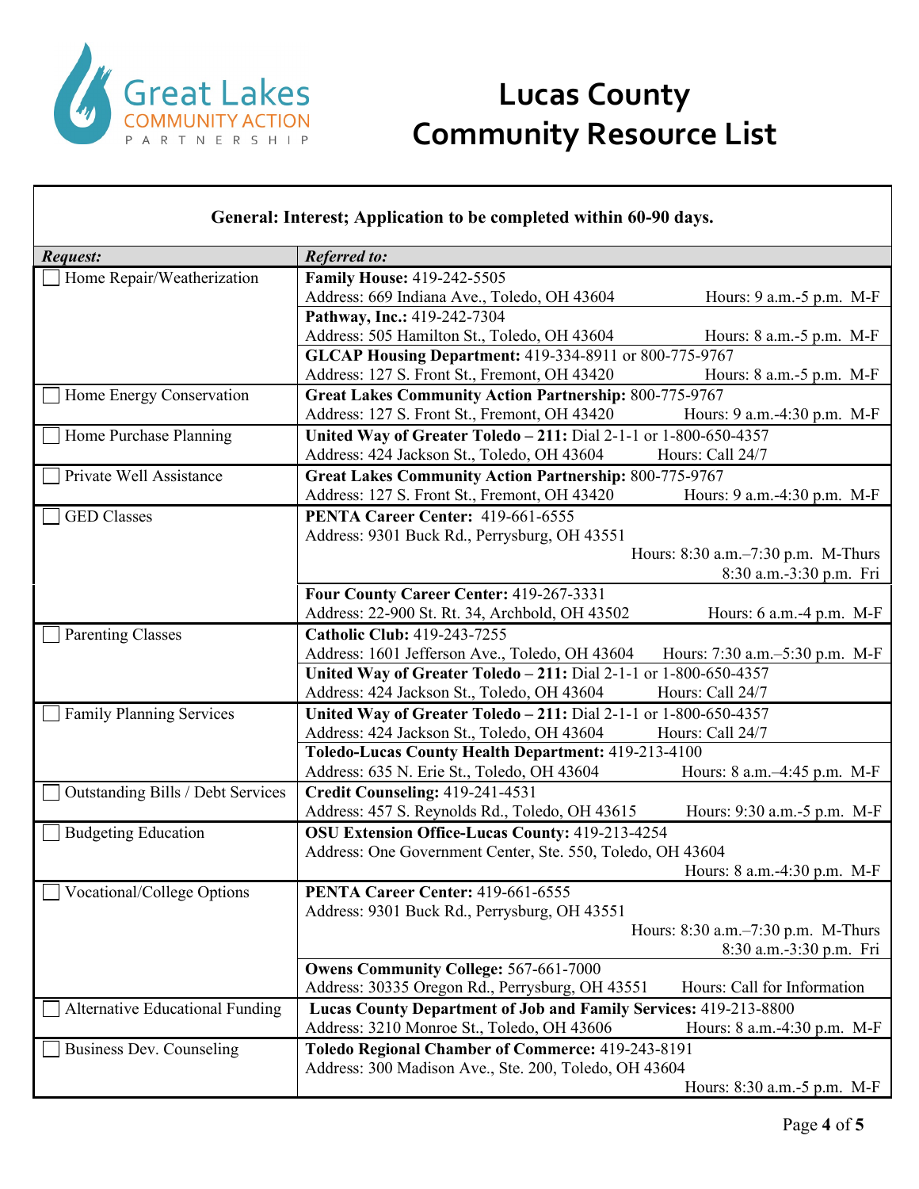# Lucas County Community Resource List

**General: Interest; Application to be completed within 60-90 days.**

| *Request:* | *Referred to:* |
|---|---|
| ☐ Home Repair/Weatherization | **Family House:** 419-242-5505<br>Address: 669 Indiana Ave., Toledo, OH 43604 Hours: 9 a.m.-5 p.m. M-F |
| | **Pathway, Inc.:** 419-242-7304<br>Address: 505 Hamilton St., Toledo, OH 43604 Hours: 8 a.m.-5 p.m. M-F |
| | **GLCAP Housing Department:** 419-334-8911 or 800-775-9767<br>Address: 127 S. Front St., Fremont, OH 43420 Hours: 8 a.m.-5 p.m. M-F |
| ☐ Home Energy Conservation | **Great Lakes Community Action Partnership:** 800-775-9767<br>Address: 127 S. Front St., Fremont, OH 43420 Hours: 9 a.m.-4:30 p.m. M-F |
| ☐ Home Purchase Planning | **United Way of Greater Toledo – 211:** Dial 2-1-1 or 1-800-650-4357<br>Address: 424 Jackson St., Toledo, OH 43604 Hours: Call 24/7 |
| ☐ Private Well Assistance | **Great Lakes Community Action Partnership:** 800-775-9767<br>Address: 127 S. Front St., Fremont, OH 43420 Hours: 9 a.m.-4:30 p.m. M-F |
| ☐ GED Classes | **PENTA Career Center:** 419-661-6555<br>Address: 9301 Buck Rd., Perrysburg, OH 43551<br>Hours: 8:30 a.m.–7:30 p.m. M-Thurs<br>8:30 a.m.-3:30 p.m. Fri |
| | **Four County Career Center:** 419-267-3331<br>Address: 22-900 St. Rt. 34, Archbold, OH 43502 Hours: 6 a.m.-4 p.m. M-F |
| ☐ Parenting Classes | **Catholic Club:** 419-243-7255<br>Address: 1601 Jefferson Ave., Toledo, OH 43604 Hours: 7:30 a.m.–5:30 p.m. M-F |
| | **United Way of Greater Toledo – 211:** Dial 2-1-1 or 1-800-650-4357<br>Address: 424 Jackson St., Toledo, OH 43604 Hours: Call 24/7 |
| ☐ Family Planning Services | **United Way of Greater Toledo – 211:** Dial 2-1-1 or 1-800-650-4357<br>Address: 424 Jackson St., Toledo, OH 43604 Hours: Call 24/7 |
| | **Toledo-Lucas County Health Department:** 419-213-4100<br>Address: 635 N. Erie St., Toledo, OH 43604 Hours: 8 a.m.–4:45 p.m. M-F |
| ☐ Outstanding Bills / Debt Services | **Credit Counseling:** 419-241-4531<br>Address: 457 S. Reynolds Rd., Toledo, OH 43615 Hours: 9:30 a.m.-5 p.m. M-F |
| ☐ Budgeting Education | **OSU Extension Office-Lucas County:** 419-213-4254<br>Address: One Government Center, Ste. 550, Toledo, OH 43604<br>Hours: 8 a.m.-4:30 p.m. M-F |
| ☐ Vocational/College Options | **PENTA Career Center:** 419-661-6555<br>Address: 9301 Buck Rd., Perrysburg, OH 43551<br>Hours: 8:30 a.m.–7:30 p.m. M-Thurs<br>8:30 a.m.-3:30 p.m. Fri |
| | **Owens Community College:** 567-661-7000<br>Address: 30335 Oregon Rd., Perrysburg, OH 43551 Hours: Call for Information |
| ☐ Alternative Educational Funding | **Lucas County Department of Job and Family Services:** 419-213-8800<br>Address: 3210 Monroe St., Toledo, OH 43606 Hours: 8 a.m.-4:30 p.m. M-F |
| ☐ Business Dev. Counseling | **Toledo Regional Chamber of Commerce:** 419-243-8191<br>Address: 300 Madison Ave., Ste. 200, Toledo, OH 43604<br>Hours: 8:30 a.m.-5 p.m. M-F |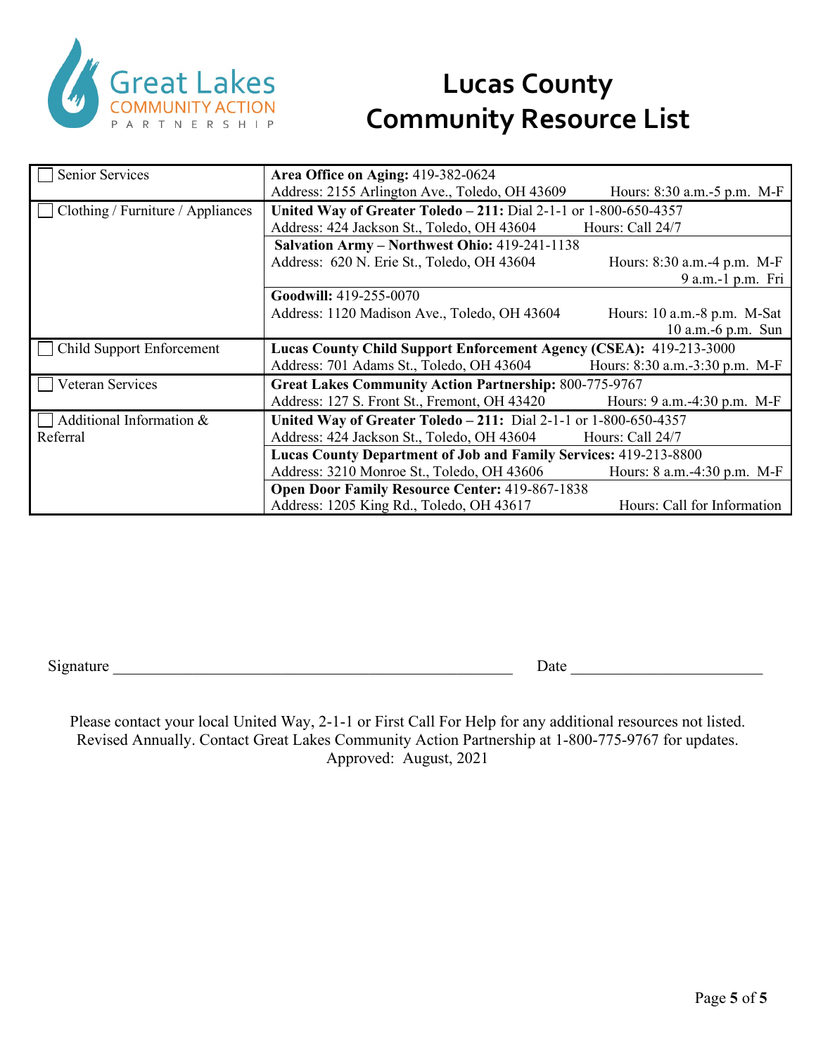Great Lakes COMMUNITY ACTION PARTNERSHIP

# Lucas County
# Community Resource List

| | |
|---|---|
| ☐ Senior Services | **Area Office on Aging:** 419-382-0624<br>Address: 2155 Arlington Ave., Toledo, OH 43609 Hours: 8:30 a.m.-5 p.m. M-F |
| ☐ Clothing / Furniture / Appliances | **United Way of Greater Toledo – 211:** Dial 2-1-1 or 1-800-650-4357<br>Address: 424 Jackson St., Toledo, OH 43604 Hours: Call 24/7 |
| | **Salvation Army – Northwest Ohio:** 419-241-1138<br>Address: 620 N. Erie St., Toledo, OH 43604 Hours: 8:30 a.m.-4 p.m. M-F 9 a.m.-1 p.m. Fri |
| | **Goodwill:** 419-255-0070<br>Address: 1120 Madison Ave., Toledo, OH 43604 Hours: 10 a.m.-8 p.m. M-Sat 10 a.m.-6 p.m. Sun |
| ☐ Child Support Enforcement | **Lucas County Child Support Enforcement Agency (CSEA):** 419-213-3000<br>Address: 701 Adams St., Toledo, OH 43604 Hours: 8:30 a.m.-3:30 p.m. M-F |
| ☐ Veteran Services | **Great Lakes Community Action Partnership:** 800-775-9767<br>Address: 127 S. Front St., Fremont, OH 43420 Hours: 9 a.m.-4:30 p.m. M-F |
| ☐ Additional Information & Referral | **United Way of Greater Toledo – 211:** Dial 2-1-1 or 1-800-650-4357<br>Address: 424 Jackson St., Toledo, OH 43604 Hours: Call 24/7 |
| | **Lucas County Department of Job and Family Services:** 419-213-8800<br>Address: 3210 Monroe St., Toledo, OH 43606 Hours: 8 a.m.-4:30 p.m. M-F |
| | **Open Door Family Resource Center:** 419-867-1838<br>Address: 1205 King Rd., Toledo, OH 43617 Hours: Call for Information |

Signature ______________________________ Date ________________

Please contact your local United Way, 2-1-1 or First Call For Help for any additional resources not listed.
Revised Annually. Contact Great Lakes Community Action Partnership at 1-800-775-9767 for updates.
Approved: August, 2021